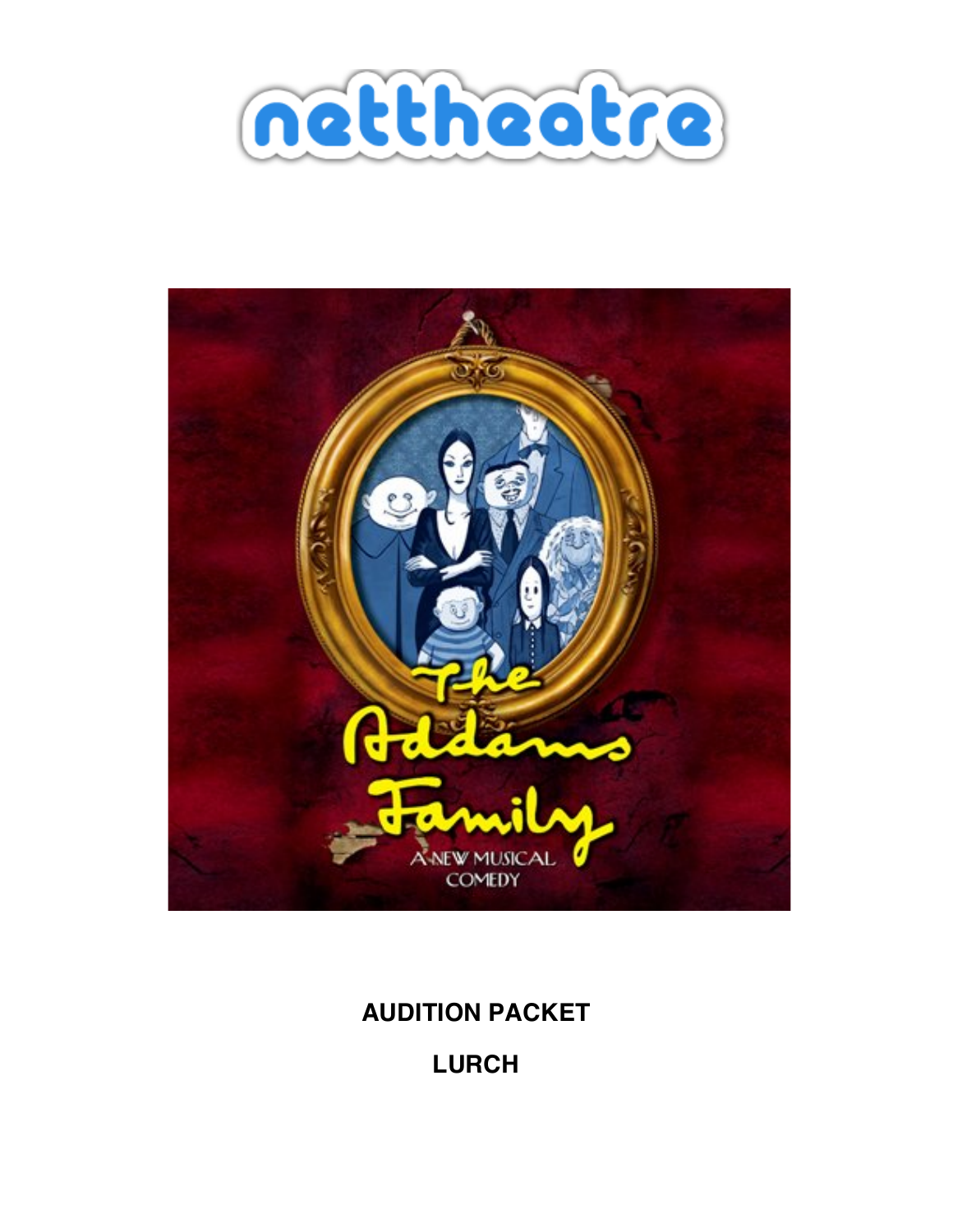nettheatre

The Addams Family

A NEW MUSICAL COMEDY

**AUDITION PACKET**

**LURCH**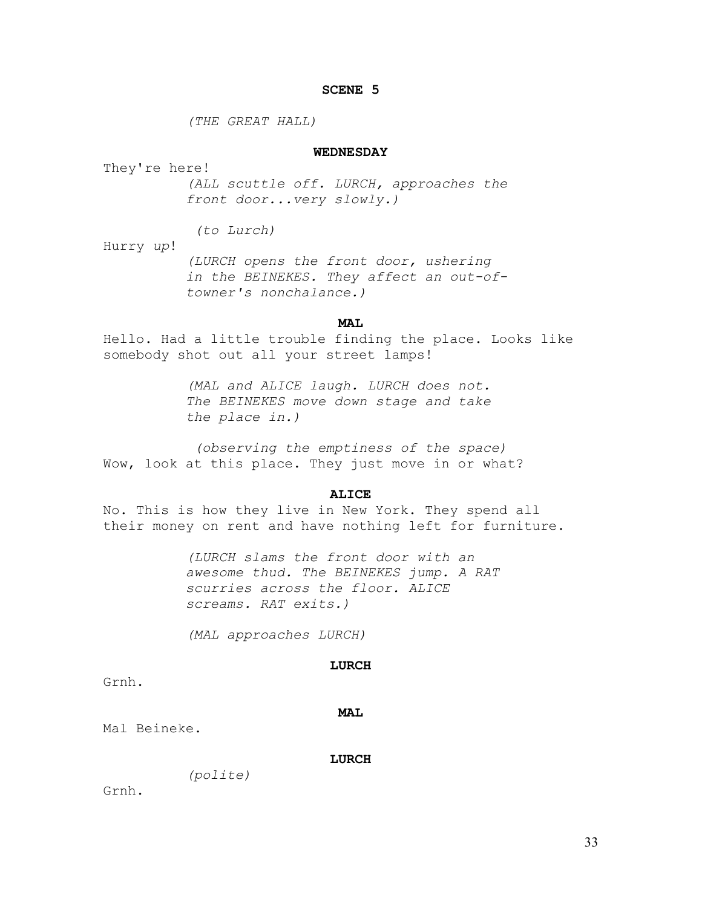**SCENE 5**

*(THE GREAT HALL)*

**WEDNESDAY**

They're here!

*(ALL scuttle off. LURCH, approaches the front door...very slowly.)*

*(to Lurch)*

Hurry *up*!

*(LURCH opens the front door, ushering in the BEINEKES. They affect an out-of-towner's nonchalance.)*

**MAL**

Hello. Had a little trouble finding the place. Looks like somebody shot out all your street lamps!

*(MAL and ALICE laugh. LURCH does not. The BEINEKES move down stage and take the place in.)*

*(observing the emptiness of the space)*

Wow, look at this place. They just move in or what?

**ALICE**

No. This is how they live in New York. They spend all their money on rent and have nothing left for furniture.

*(LURCH slams the front door with an awesome thud. The BEINEKES jump. A RAT scurries across the floor. ALICE screams. RAT exits.)*

*(MAL approaches LURCH)*

**LURCH**

Grnh.

**MAL**

Mal Beineke.

**LURCH**

*(polite)*

Grnh.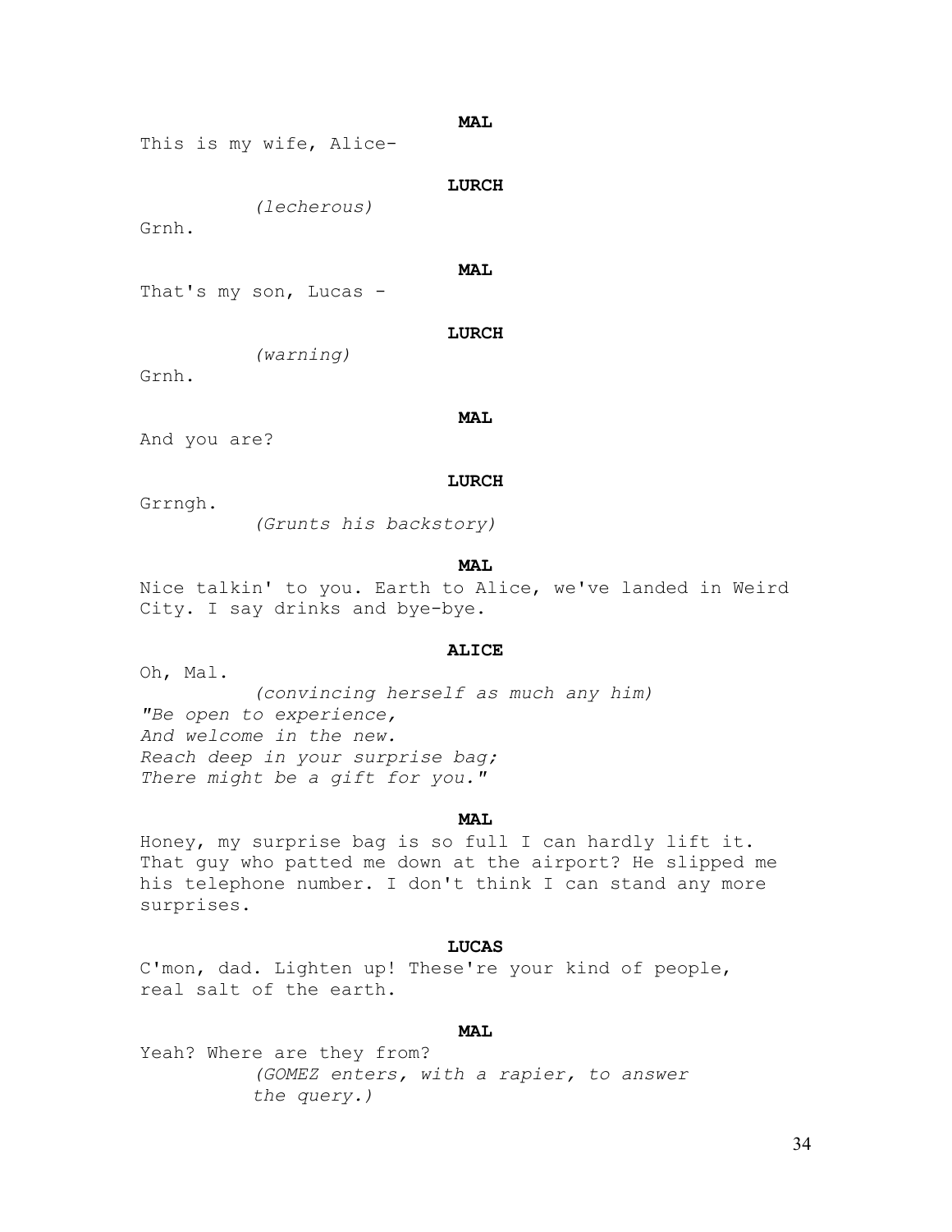**MAL**

This is my wife, Alice-

**LURCH**

*(lecherous)*

Grnh.

**MAL**

That's my son, Lucas -

**LURCH**

*(warning)*

Grnh.

**MAL**

And you are?

**LURCH**

Grrngh.

*(Grunts his backstory)*

**MAL**

Nice talkin' to you. Earth to Alice, we've landed in Weird City. I say drinks and bye-bye.

**ALICE**

Oh, Mal.

*(convincing herself as much any him)*

*"Be open to experience,*
*And welcome in the new.*
*Reach deep in your surprise bag;*
*There might be a gift for you."*

**MAL**

Honey, my surprise bag is so full I can hardly lift it. That guy who patted me down at the airport? He slipped me his telephone number. I don't think I can stand any more surprises.

**LUCAS**

C'mon, dad. Lighten up! These're your kind of people, real salt of the earth.

**MAL**

Yeah? Where are they from?

*(GOMEZ enters, with a rapier, to answer the query.)*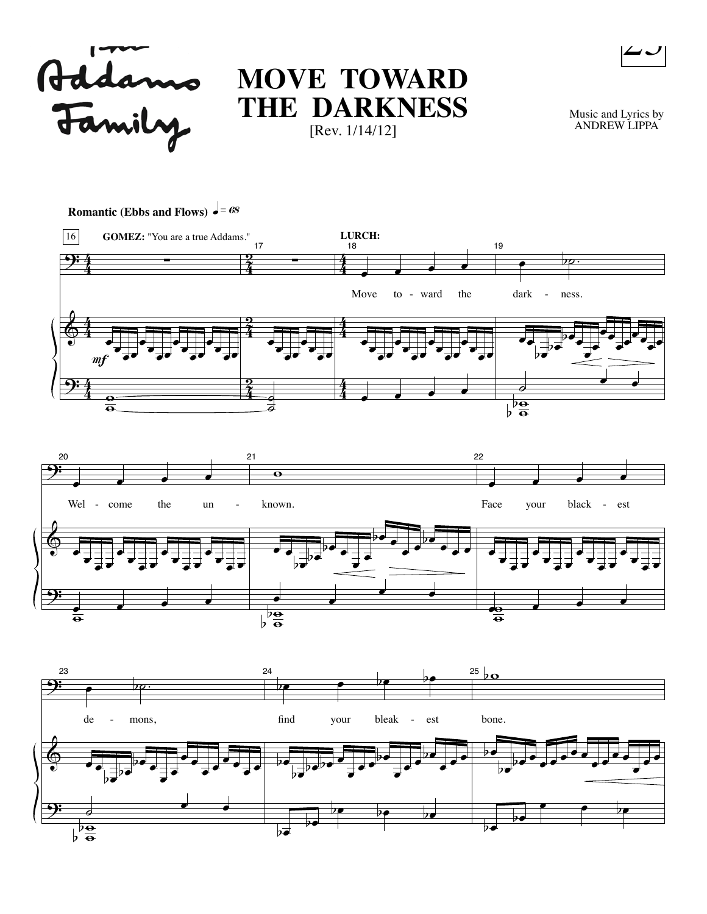# MOVE TOWARD THE DARKNESS

[Rev. 1/14/12]

Music and Lyrics by
ANDREW LIPPA

**Romantic (Ebbs and Flows)** ♩ = 68

GOMEZ: "You are a true Addams."

LURCH:

Move to - ward the dark - ness.

Wel - come the un - known.

Face your black - est de - mons, find your bleak - est bone.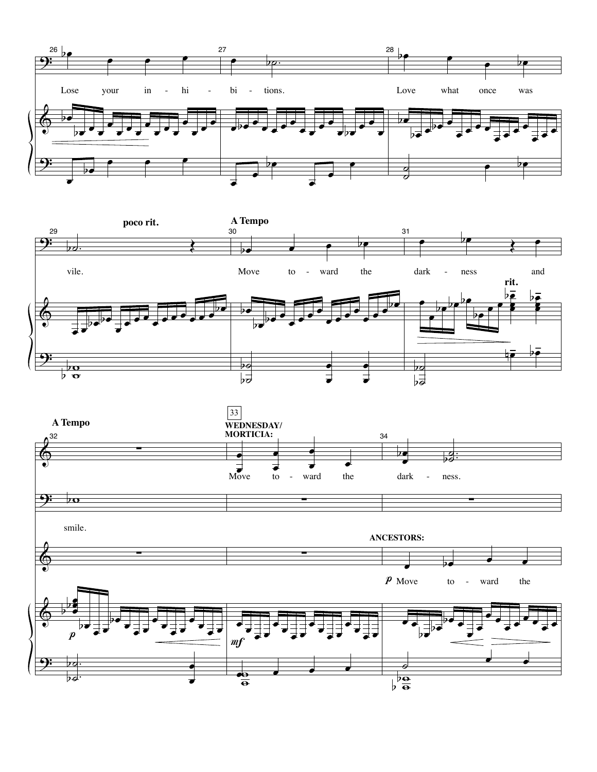26 27 28

Lose your in - hi - bi - tions. Love what once was

29 30 31

poco rit. A Tempo

vile. Move to - ward the dark - ness and

rit.

A Tempo

32

smile.

33

WEDNESDAY/
MORTICIA:

34

Move to - ward the dark - ness.

ANCESTORS:

*p* Move to - ward the

*p*

*mf*